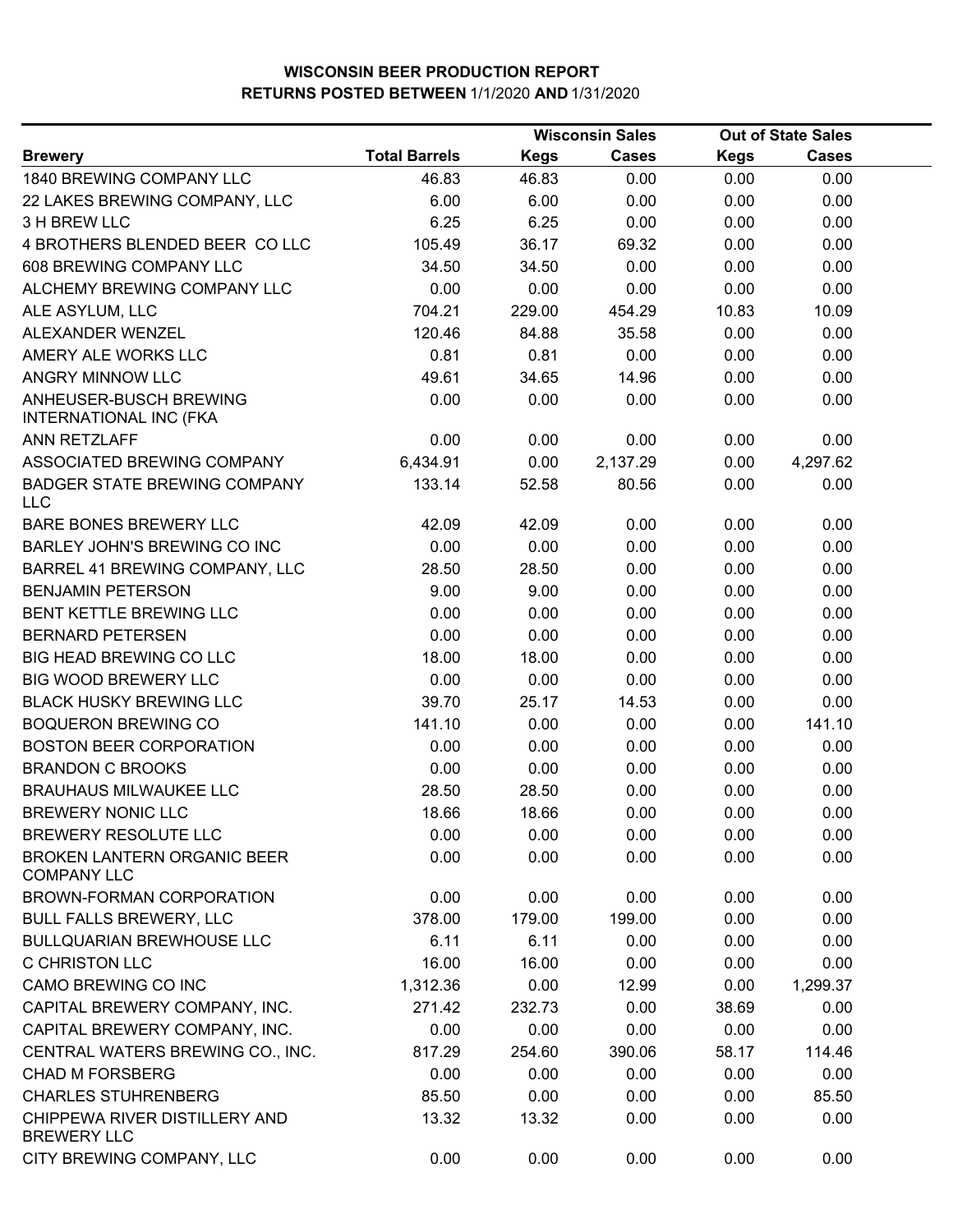**WISCONSIN BEER PRODUCTION REPORT**
**RETURNS POSTED BETWEEN 1/1/2020 AND 1/31/2020**

| | | Wisconsin Sales | | Out of State Sales | |
|---|---|---|---|---|---|
| **Brewery** | **Total Barrels** | **Kegs** | **Cases** | **Kegs** | **Cases** |
| 1840 BREWING COMPANY LLC | 46.83 | 46.83 | 0.00 | 0.00 | 0.00 |
| 22 LAKES BREWING COMPANY, LLC | 6.00 | 6.00 | 0.00 | 0.00 | 0.00 |
| 3 H BREW LLC | 6.25 | 6.25 | 0.00 | 0.00 | 0.00 |
| 4 BROTHERS BLENDED BEER CO LLC | 105.49 | 36.17 | 69.32 | 0.00 | 0.00 |
| 608 BREWING COMPANY LLC | 34.50 | 34.50 | 0.00 | 0.00 | 0.00 |
| ALCHEMY BREWING COMPANY LLC | 0.00 | 0.00 | 0.00 | 0.00 | 0.00 |
| ALE ASYLUM, LLC | 704.21 | 229.00 | 454.29 | 10.83 | 10.09 |
| ALEXANDER WENZEL | 120.46 | 84.88 | 35.58 | 0.00 | 0.00 |
| AMERY ALE WORKS LLC | 0.81 | 0.81 | 0.00 | 0.00 | 0.00 |
| ANGRY MINNOW LLC | 49.61 | 34.65 | 14.96 | 0.00 | 0.00 |
| ANHEUSER-BUSCH BREWING INTERNATIONAL INC (FKA | 0.00 | 0.00 | 0.00 | 0.00 | 0.00 |
| ANN RETZLAFF | 0.00 | 0.00 | 0.00 | 0.00 | 0.00 |
| ASSOCIATED BREWING COMPANY | 6,434.91 | 0.00 | 2,137.29 | 0.00 | 4,297.62 |
| BADGER STATE BREWING COMPANY LLC | 133.14 | 52.58 | 80.56 | 0.00 | 0.00 |
| BARE BONES BREWERY LLC | 42.09 | 42.09 | 0.00 | 0.00 | 0.00 |
| BARLEY JOHN'S BREWING CO INC | 0.00 | 0.00 | 0.00 | 0.00 | 0.00 |
| BARREL 41 BREWING COMPANY, LLC | 28.50 | 28.50 | 0.00 | 0.00 | 0.00 |
| BENJAMIN PETERSON | 9.00 | 9.00 | 0.00 | 0.00 | 0.00 |
| BENT KETTLE BREWING LLC | 0.00 | 0.00 | 0.00 | 0.00 | 0.00 |
| BERNARD PETERSEN | 0.00 | 0.00 | 0.00 | 0.00 | 0.00 |
| BIG HEAD BREWING CO LLC | 18.00 | 18.00 | 0.00 | 0.00 | 0.00 |
| BIG WOOD BREWERY LLC | 0.00 | 0.00 | 0.00 | 0.00 | 0.00 |
| BLACK HUSKY BREWING LLC | 39.70 | 25.17 | 14.53 | 0.00 | 0.00 |
| BOQUERON BREWING CO | 141.10 | 0.00 | 0.00 | 0.00 | 141.10 |
| BOSTON BEER CORPORATION | 0.00 | 0.00 | 0.00 | 0.00 | 0.00 |
| BRANDON C BROOKS | 0.00 | 0.00 | 0.00 | 0.00 | 0.00 |
| BRAUHAUS MILWAUKEE LLC | 28.50 | 28.50 | 0.00 | 0.00 | 0.00 |
| BREWERY NONIC LLC | 18.66 | 18.66 | 0.00 | 0.00 | 0.00 |
| BREWERY RESOLUTE LLC | 0.00 | 0.00 | 0.00 | 0.00 | 0.00 |
| BROKEN LANTERN ORGANIC BEER COMPANY LLC | 0.00 | 0.00 | 0.00 | 0.00 | 0.00 |
| BROWN-FORMAN CORPORATION | 0.00 | 0.00 | 0.00 | 0.00 | 0.00 |
| BULL FALLS BREWERY, LLC | 378.00 | 179.00 | 199.00 | 0.00 | 0.00 |
| BULLQUARIAN BREWHOUSE LLC | 6.11 | 6.11 | 0.00 | 0.00 | 0.00 |
| C CHRISTON LLC | 16.00 | 16.00 | 0.00 | 0.00 | 0.00 |
| CAMO BREWING CO INC | 1,312.36 | 0.00 | 12.99 | 0.00 | 1,299.37 |
| CAPITAL BREWERY COMPANY, INC. | 271.42 | 232.73 | 0.00 | 38.69 | 0.00 |
| CAPITAL BREWERY COMPANY, INC. | 0.00 | 0.00 | 0.00 | 0.00 | 0.00 |
| CENTRAL WATERS BREWING CO., INC. | 817.29 | 254.60 | 390.06 | 58.17 | 114.46 |
| CHAD M FORSBERG | 0.00 | 0.00 | 0.00 | 0.00 | 0.00 |
| CHARLES STUHRENBERG | 85.50 | 0.00 | 0.00 | 0.00 | 85.50 |
| CHIPPEWA RIVER DISTILLERY AND BREWERY LLC | 13.32 | 13.32 | 0.00 | 0.00 | 0.00 |
| CITY BREWING COMPANY, LLC | 0.00 | 0.00 | 0.00 | 0.00 | 0.00 |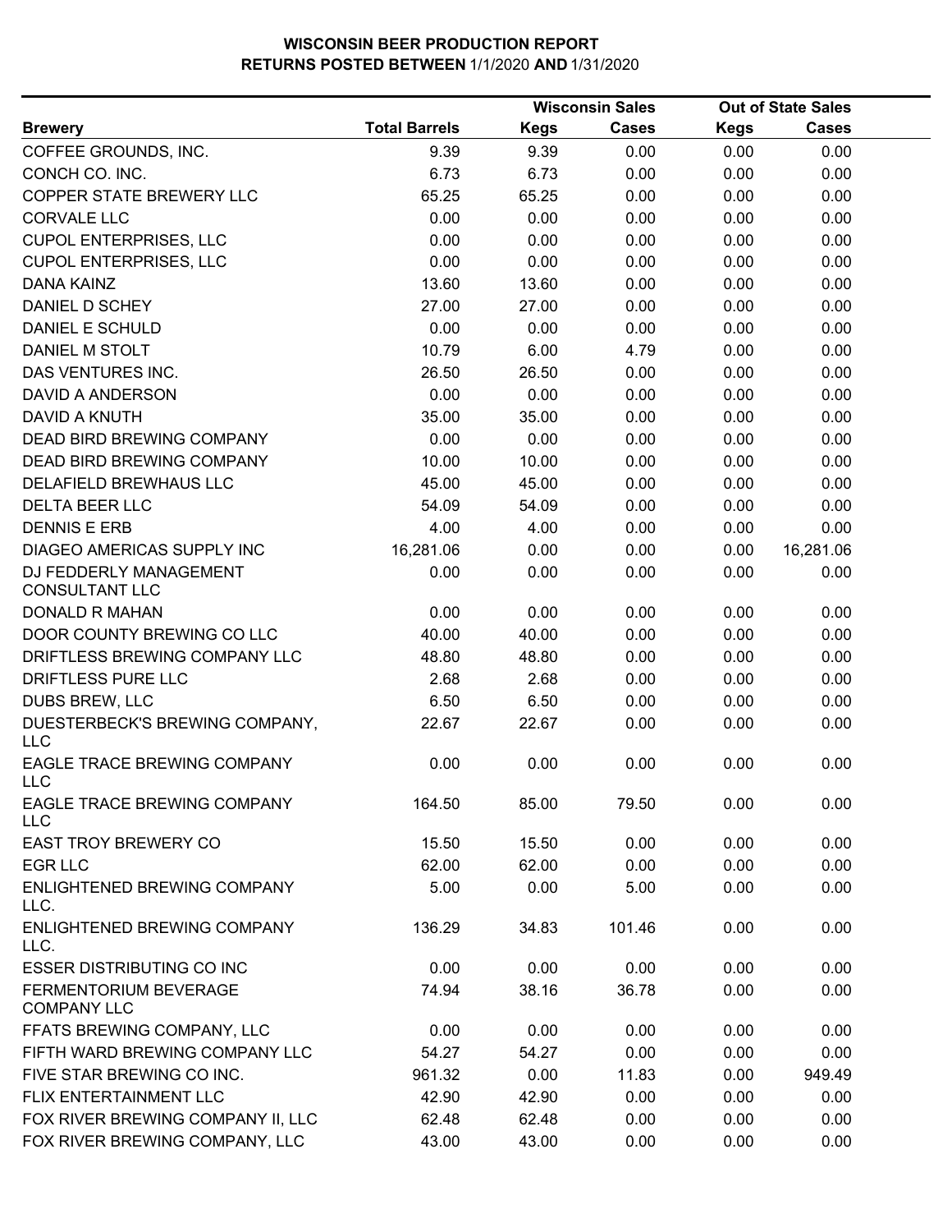**WISCONSIN BEER PRODUCTION REPORT**
**RETURNS POSTED BETWEEN 1/1/2020 AND 1/31/2020**

| Brewery | Total Barrels | Wisconsin Sales Kegs | Wisconsin Sales Cases | Out of State Sales Kegs | Out of State Sales Cases |
|---|---|---|---|---|---|
| COFFEE GROUNDS, INC. | 9.39 | 9.39 | 0.00 | 0.00 | 0.00 |
| CONCH CO. INC. | 6.73 | 6.73 | 0.00 | 0.00 | 0.00 |
| COPPER STATE BREWERY LLC | 65.25 | 65.25 | 0.00 | 0.00 | 0.00 |
| CORVALE LLC | 0.00 | 0.00 | 0.00 | 0.00 | 0.00 |
| CUPOL ENTERPRISES, LLC | 0.00 | 0.00 | 0.00 | 0.00 | 0.00 |
| CUPOL ENTERPRISES, LLC | 0.00 | 0.00 | 0.00 | 0.00 | 0.00 |
| DANA KAINZ | 13.60 | 13.60 | 0.00 | 0.00 | 0.00 |
| DANIEL D SCHEY | 27.00 | 27.00 | 0.00 | 0.00 | 0.00 |
| DANIEL E SCHULD | 0.00 | 0.00 | 0.00 | 0.00 | 0.00 |
| DANIEL M STOLT | 10.79 | 6.00 | 4.79 | 0.00 | 0.00 |
| DAS VENTURES INC. | 26.50 | 26.50 | 0.00 | 0.00 | 0.00 |
| DAVID A ANDERSON | 0.00 | 0.00 | 0.00 | 0.00 | 0.00 |
| DAVID A KNUTH | 35.00 | 35.00 | 0.00 | 0.00 | 0.00 |
| DEAD BIRD BREWING COMPANY | 0.00 | 0.00 | 0.00 | 0.00 | 0.00 |
| DEAD BIRD BREWING COMPANY | 10.00 | 10.00 | 0.00 | 0.00 | 0.00 |
| DELAFIELD BREWHAUS LLC | 45.00 | 45.00 | 0.00 | 0.00 | 0.00 |
| DELTA BEER LLC | 54.09 | 54.09 | 0.00 | 0.00 | 0.00 |
| DENNIS E ERB | 4.00 | 4.00 | 0.00 | 0.00 | 0.00 |
| DIAGEO AMERICAS SUPPLY INC | 16,281.06 | 0.00 | 0.00 | 0.00 | 16,281.06 |
| DJ FEDDERLY MANAGEMENT CONSULTANT LLC | 0.00 | 0.00 | 0.00 | 0.00 | 0.00 |
| DONALD R MAHAN | 0.00 | 0.00 | 0.00 | 0.00 | 0.00 |
| DOOR COUNTY BREWING CO LLC | 40.00 | 40.00 | 0.00 | 0.00 | 0.00 |
| DRIFTLESS BREWING COMPANY LLC | 48.80 | 48.80 | 0.00 | 0.00 | 0.00 |
| DRIFTLESS PURE LLC | 2.68 | 2.68 | 0.00 | 0.00 | 0.00 |
| DUBS BREW, LLC | 6.50 | 6.50 | 0.00 | 0.00 | 0.00 |
| DUESTERBECK'S BREWING COMPANY, LLC | 22.67 | 22.67 | 0.00 | 0.00 | 0.00 |
| EAGLE TRACE BREWING COMPANY LLC | 0.00 | 0.00 | 0.00 | 0.00 | 0.00 |
| EAGLE TRACE BREWING COMPANY LLC | 164.50 | 85.00 | 79.50 | 0.00 | 0.00 |
| EAST TROY BREWERY CO | 15.50 | 15.50 | 0.00 | 0.00 | 0.00 |
| EGR LLC | 62.00 | 62.00 | 0.00 | 0.00 | 0.00 |
| ENLIGHTENED BREWING COMPANY LLC. | 5.00 | 0.00 | 5.00 | 0.00 | 0.00 |
| ENLIGHTENED BREWING COMPANY LLC. | 136.29 | 34.83 | 101.46 | 0.00 | 0.00 |
| ESSER DISTRIBUTING CO INC | 0.00 | 0.00 | 0.00 | 0.00 | 0.00 |
| FERMENTORIUM BEVERAGE COMPANY LLC | 74.94 | 38.16 | 36.78 | 0.00 | 0.00 |
| FFATS BREWING COMPANY, LLC | 0.00 | 0.00 | 0.00 | 0.00 | 0.00 |
| FIFTH WARD BREWING COMPANY LLC | 54.27 | 54.27 | 0.00 | 0.00 | 0.00 |
| FIVE STAR BREWING CO INC. | 961.32 | 0.00 | 11.83 | 0.00 | 949.49 |
| FLIX ENTERTAINMENT LLC | 42.90 | 42.90 | 0.00 | 0.00 | 0.00 |
| FOX RIVER BREWING COMPANY II, LLC | 62.48 | 62.48 | 0.00 | 0.00 | 0.00 |
| FOX RIVER BREWING COMPANY, LLC | 43.00 | 43.00 | 0.00 | 0.00 | 0.00 |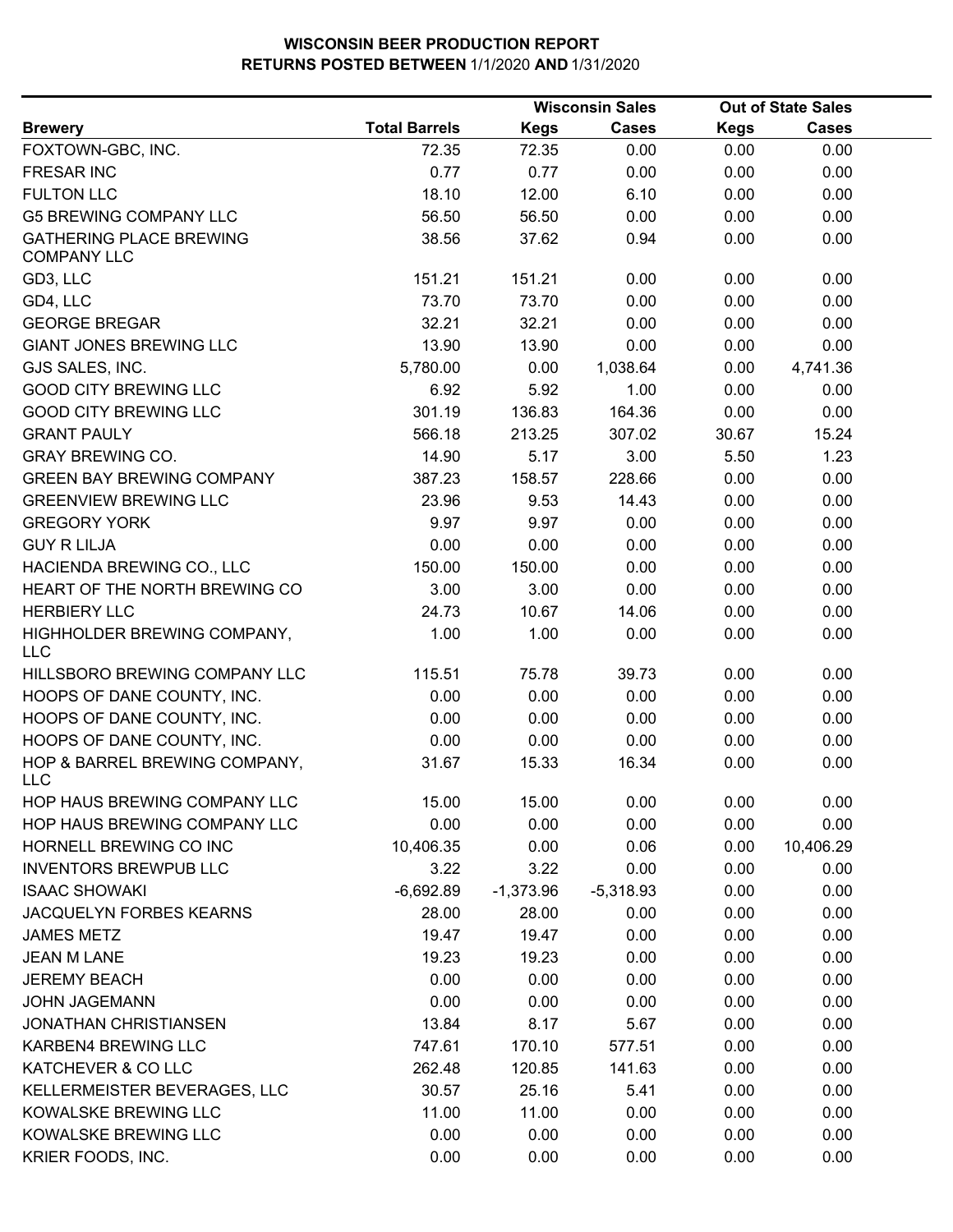# WISCONSIN BEER PRODUCTION REPORT
## RETURNS POSTED BETWEEN 1/1/2020 AND 1/31/2020

| | | Wisconsin Sales | | Out of State Sales | |
|---|---|---|---|---|---|
| **Brewery** | **Total Barrels** | **Kegs** | **Cases** | **Kegs** | **Cases** |
| FOXTOWN-GBC, INC. | 72.35 | 72.35 | 0.00 | 0.00 | 0.00 |
| FRESAR INC | 0.77 | 0.77 | 0.00 | 0.00 | 0.00 |
| FULTON LLC | 18.10 | 12.00 | 6.10 | 0.00 | 0.00 |
| G5 BREWING COMPANY LLC | 56.50 | 56.50 | 0.00 | 0.00 | 0.00 |
| GATHERING PLACE BREWING COMPANY LLC | 38.56 | 37.62 | 0.94 | 0.00 | 0.00 |
| GD3, LLC | 151.21 | 151.21 | 0.00 | 0.00 | 0.00 |
| GD4, LLC | 73.70 | 73.70 | 0.00 | 0.00 | 0.00 |
| GEORGE BREGAR | 32.21 | 32.21 | 0.00 | 0.00 | 0.00 |
| GIANT JONES BREWING LLC | 13.90 | 13.90 | 0.00 | 0.00 | 0.00 |
| GJS SALES, INC. | 5,780.00 | 0.00 | 1,038.64 | 0.00 | 4,741.36 |
| GOOD CITY BREWING LLC | 6.92 | 5.92 | 1.00 | 0.00 | 0.00 |
| GOOD CITY BREWING LLC | 301.19 | 136.83 | 164.36 | 0.00 | 0.00 |
| GRANT PAULY | 566.18 | 213.25 | 307.02 | 30.67 | 15.24 |
| GRAY BREWING CO. | 14.90 | 5.17 | 3.00 | 5.50 | 1.23 |
| GREEN BAY BREWING COMPANY | 387.23 | 158.57 | 228.66 | 0.00 | 0.00 |
| GREENVIEW BREWING LLC | 23.96 | 9.53 | 14.43 | 0.00 | 0.00 |
| GREGORY YORK | 9.97 | 9.97 | 0.00 | 0.00 | 0.00 |
| GUY R LILJA | 0.00 | 0.00 | 0.00 | 0.00 | 0.00 |
| HACIENDA BREWING CO., LLC | 150.00 | 150.00 | 0.00 | 0.00 | 0.00 |
| HEART OF THE NORTH BREWING CO | 3.00 | 3.00 | 0.00 | 0.00 | 0.00 |
| HERBIERY LLC | 24.73 | 10.67 | 14.06 | 0.00 | 0.00 |
| HIGHHOLDER BREWING COMPANY, LLC | 1.00 | 1.00 | 0.00 | 0.00 | 0.00 |
| HILLSBORO BREWING COMPANY LLC | 115.51 | 75.78 | 39.73 | 0.00 | 0.00 |
| HOOPS OF DANE COUNTY, INC. | 0.00 | 0.00 | 0.00 | 0.00 | 0.00 |
| HOOPS OF DANE COUNTY, INC. | 0.00 | 0.00 | 0.00 | 0.00 | 0.00 |
| HOOPS OF DANE COUNTY, INC. | 0.00 | 0.00 | 0.00 | 0.00 | 0.00 |
| HOP & BARREL BREWING COMPANY, LLC | 31.67 | 15.33 | 16.34 | 0.00 | 0.00 |
| HOP HAUS BREWING COMPANY LLC | 15.00 | 15.00 | 0.00 | 0.00 | 0.00 |
| HOP HAUS BREWING COMPANY LLC | 0.00 | 0.00 | 0.00 | 0.00 | 0.00 |
| HORNELL BREWING CO INC | 10,406.35 | 0.00 | 0.06 | 0.00 | 10,406.29 |
| INVENTORS BREWPUB LLC | 3.22 | 3.22 | 0.00 | 0.00 | 0.00 |
| ISAAC SHOWAKI | -6,692.89 | -1,373.96 | -5,318.93 | 0.00 | 0.00 |
| JACQUELYN FORBES KEARNS | 28.00 | 28.00 | 0.00 | 0.00 | 0.00 |
| JAMES METZ | 19.47 | 19.47 | 0.00 | 0.00 | 0.00 |
| JEAN M LANE | 19.23 | 19.23 | 0.00 | 0.00 | 0.00 |
| JEREMY BEACH | 0.00 | 0.00 | 0.00 | 0.00 | 0.00 |
| JOHN JAGEMANN | 0.00 | 0.00 | 0.00 | 0.00 | 0.00 |
| JONATHAN CHRISTIANSEN | 13.84 | 8.17 | 5.67 | 0.00 | 0.00 |
| KARBEN4 BREWING LLC | 747.61 | 170.10 | 577.51 | 0.00 | 0.00 |
| KATCHEVER & CO LLC | 262.48 | 120.85 | 141.63 | 0.00 | 0.00 |
| KELLERMEISTER BEVERAGES, LLC | 30.57 | 25.16 | 5.41 | 0.00 | 0.00 |
| KOWALSKE BREWING LLC | 11.00 | 11.00 | 0.00 | 0.00 | 0.00 |
| KOWALSKE BREWING LLC | 0.00 | 0.00 | 0.00 | 0.00 | 0.00 |
| KRIER FOODS, INC. | 0.00 | 0.00 | 0.00 | 0.00 | 0.00 |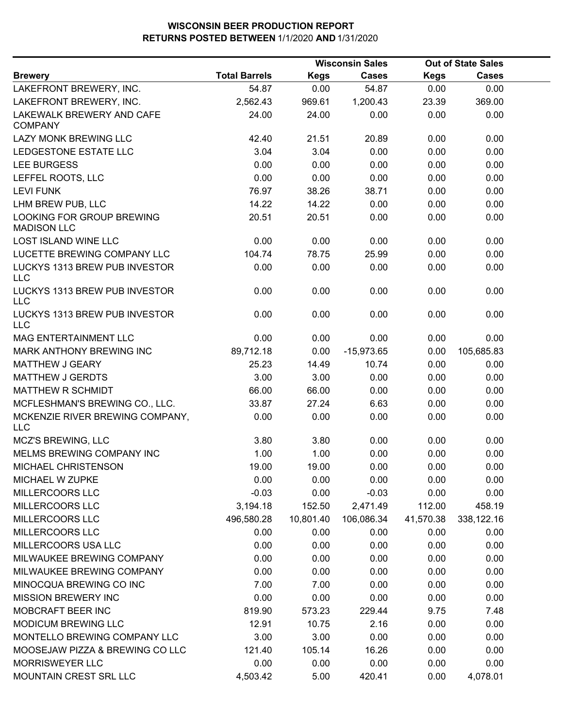**WISCONSIN BEER PRODUCTION REPORT**
**RETURNS POSTED BETWEEN 1/1/2020 AND 1/31/2020**

| | | Wisconsin Sales | | Out of State Sales | |
|---|---|---|---|---|---|
| **Brewery** | **Total Barrels** | **Kegs** | **Cases** | **Kegs** | **Cases** |
| LAKEFRONT BREWERY, INC. | 54.87 | 0.00 | 54.87 | 0.00 | 0.00 |
| LAKEFRONT BREWERY, INC. | 2,562.43 | 969.61 | 1,200.43 | 23.39 | 369.00 |
| LAKEWALK BREWERY AND CAFE COMPANY | 24.00 | 24.00 | 0.00 | 0.00 | 0.00 |
| LAZY MONK BREWING LLC | 42.40 | 21.51 | 20.89 | 0.00 | 0.00 |
| LEDGESTONE ESTATE LLC | 3.04 | 3.04 | 0.00 | 0.00 | 0.00 |
| LEE BURGESS | 0.00 | 0.00 | 0.00 | 0.00 | 0.00 |
| LEFFEL ROOTS, LLC | 0.00 | 0.00 | 0.00 | 0.00 | 0.00 |
| LEVI FUNK | 76.97 | 38.26 | 38.71 | 0.00 | 0.00 |
| LHM BREW PUB, LLC | 14.22 | 14.22 | 0.00 | 0.00 | 0.00 |
| LOOKING FOR GROUP BREWING MADISON LLC | 20.51 | 20.51 | 0.00 | 0.00 | 0.00 |
| LOST ISLAND WINE LLC | 0.00 | 0.00 | 0.00 | 0.00 | 0.00 |
| LUCETTE BREWING COMPANY LLC | 104.74 | 78.75 | 25.99 | 0.00 | 0.00 |
| LUCKYS 1313 BREW PUB INVESTOR LLC | 0.00 | 0.00 | 0.00 | 0.00 | 0.00 |
| LUCKYS 1313 BREW PUB INVESTOR LLC | 0.00 | 0.00 | 0.00 | 0.00 | 0.00 |
| LUCKYS 1313 BREW PUB INVESTOR LLC | 0.00 | 0.00 | 0.00 | 0.00 | 0.00 |
| MAG ENTERTAINMENT LLC | 0.00 | 0.00 | 0.00 | 0.00 | 0.00 |
| MARK ANTHONY BREWING INC | 89,712.18 | 0.00 | -15,973.65 | 0.00 | 105,685.83 |
| MATTHEW J GEARY | 25.23 | 14.49 | 10.74 | 0.00 | 0.00 |
| MATTHEW J GERDTS | 3.00 | 3.00 | 0.00 | 0.00 | 0.00 |
| MATTHEW R SCHMIDT | 66.00 | 66.00 | 0.00 | 0.00 | 0.00 |
| MCFLESHMAN'S BREWING CO., LLC. | 33.87 | 27.24 | 6.63 | 0.00 | 0.00 |
| MCKENZIE RIVER BREWING COMPANY, LLC | 0.00 | 0.00 | 0.00 | 0.00 | 0.00 |
| MCZ'S BREWING, LLC | 3.80 | 3.80 | 0.00 | 0.00 | 0.00 |
| MELMS BREWING COMPANY INC | 1.00 | 1.00 | 0.00 | 0.00 | 0.00 |
| MICHAEL CHRISTENSON | 19.00 | 19.00 | 0.00 | 0.00 | 0.00 |
| MICHAEL W ZUPKE | 0.00 | 0.00 | 0.00 | 0.00 | 0.00 |
| MILLERCOORS LLC | -0.03 | 0.00 | -0.03 | 0.00 | 0.00 |
| MILLERCOORS LLC | 3,194.18 | 152.50 | 2,471.49 | 112.00 | 458.19 |
| MILLERCOORS LLC | 496,580.28 | 10,801.40 | 106,086.34 | 41,570.38 | 338,122.16 |
| MILLERCOORS LLC | 0.00 | 0.00 | 0.00 | 0.00 | 0.00 |
| MILLERCOORS USA LLC | 0.00 | 0.00 | 0.00 | 0.00 | 0.00 |
| MILWAUKEE BREWING COMPANY | 0.00 | 0.00 | 0.00 | 0.00 | 0.00 |
| MILWAUKEE BREWING COMPANY | 0.00 | 0.00 | 0.00 | 0.00 | 0.00 |
| MINOCQUA BREWING CO INC | 7.00 | 7.00 | 0.00 | 0.00 | 0.00 |
| MISSION BREWERY INC | 0.00 | 0.00 | 0.00 | 0.00 | 0.00 |
| MOBCRAFT BEER INC | 819.90 | 573.23 | 229.44 | 9.75 | 7.48 |
| MODICUM BREWING LLC | 12.91 | 10.75 | 2.16 | 0.00 | 0.00 |
| MONTELLO BREWING COMPANY LLC | 3.00 | 3.00 | 0.00 | 0.00 | 0.00 |
| MOOSEJAW PIZZA & BREWING CO LLC | 121.40 | 105.14 | 16.26 | 0.00 | 0.00 |
| MORRISWEYER LLC | 0.00 | 0.00 | 0.00 | 0.00 | 0.00 |
| MOUNTAIN CREST SRL LLC | 4,503.42 | 5.00 | 420.41 | 0.00 | 4,078.01 |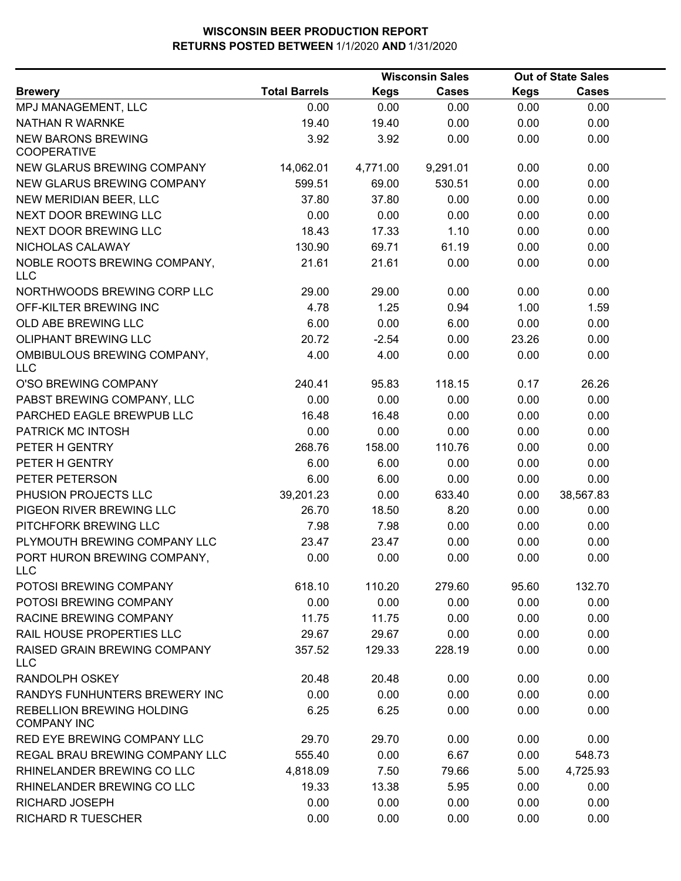# WISCONSIN BEER PRODUCTION REPORT
## RETURNS POSTED BETWEEN 1/1/2020 AND 1/31/2020

| | | Wisconsin Sales | | Out of State Sales | |
|---|---|---|---|---|---|
| **Brewery** | **Total Barrels** | **Kegs** | **Cases** | **Kegs** | **Cases** |
| MPJ MANAGEMENT, LLC | 0.00 | 0.00 | 0.00 | 0.00 | 0.00 |
| NATHAN R WARNKE | 19.40 | 19.40 | 0.00 | 0.00 | 0.00 |
| NEW BARONS BREWING COOPERATIVE | 3.92 | 3.92 | 0.00 | 0.00 | 0.00 |
| NEW GLARUS BREWING COMPANY | 14,062.01 | 4,771.00 | 9,291.01 | 0.00 | 0.00 |
| NEW GLARUS BREWING COMPANY | 599.51 | 69.00 | 530.51 | 0.00 | 0.00 |
| NEW MERIDIAN BEER, LLC | 37.80 | 37.80 | 0.00 | 0.00 | 0.00 |
| NEXT DOOR BREWING LLC | 0.00 | 0.00 | 0.00 | 0.00 | 0.00 |
| NEXT DOOR BREWING LLC | 18.43 | 17.33 | 1.10 | 0.00 | 0.00 |
| NICHOLAS CALAWAY | 130.90 | 69.71 | 61.19 | 0.00 | 0.00 |
| NOBLE ROOTS BREWING COMPANY, LLC | 21.61 | 21.61 | 0.00 | 0.00 | 0.00 |
| NORTHWOODS BREWING CORP LLC | 29.00 | 29.00 | 0.00 | 0.00 | 0.00 |
| OFF-KILTER BREWING INC | 4.78 | 1.25 | 0.94 | 1.00 | 1.59 |
| OLD ABE BREWING LLC | 6.00 | 0.00 | 6.00 | 0.00 | 0.00 |
| OLIPHANT BREWING LLC | 20.72 | -2.54 | 0.00 | 23.26 | 0.00 |
| OMBIBULOUS BREWING COMPANY, LLC | 4.00 | 4.00 | 0.00 | 0.00 | 0.00 |
| O'SO BREWING COMPANY | 240.41 | 95.83 | 118.15 | 0.17 | 26.26 |
| PABST BREWING COMPANY, LLC | 0.00 | 0.00 | 0.00 | 0.00 | 0.00 |
| PARCHED EAGLE BREWPUB LLC | 16.48 | 16.48 | 0.00 | 0.00 | 0.00 |
| PATRICK MC INTOSH | 0.00 | 0.00 | 0.00 | 0.00 | 0.00 |
| PETER H GENTRY | 268.76 | 158.00 | 110.76 | 0.00 | 0.00 |
| PETER H GENTRY | 6.00 | 6.00 | 0.00 | 0.00 | 0.00 |
| PETER PETERSON | 6.00 | 6.00 | 0.00 | 0.00 | 0.00 |
| PHUSION PROJECTS LLC | 39,201.23 | 0.00 | 633.40 | 0.00 | 38,567.83 |
| PIGEON RIVER BREWING LLC | 26.70 | 18.50 | 8.20 | 0.00 | 0.00 |
| PITCHFORK BREWING LLC | 7.98 | 7.98 | 0.00 | 0.00 | 0.00 |
| PLYMOUTH BREWING COMPANY LLC | 23.47 | 23.47 | 0.00 | 0.00 | 0.00 |
| PORT HURON BREWING COMPANY, LLC | 0.00 | 0.00 | 0.00 | 0.00 | 0.00 |
| POTOSI BREWING COMPANY | 618.10 | 110.20 | 279.60 | 95.60 | 132.70 |
| POTOSI BREWING COMPANY | 0.00 | 0.00 | 0.00 | 0.00 | 0.00 |
| RACINE BREWING COMPANY | 11.75 | 11.75 | 0.00 | 0.00 | 0.00 |
| RAIL HOUSE PROPERTIES LLC | 29.67 | 29.67 | 0.00 | 0.00 | 0.00 |
| RAISED GRAIN BREWING COMPANY LLC | 357.52 | 129.33 | 228.19 | 0.00 | 0.00 |
| RANDOLPH OSKEY | 20.48 | 20.48 | 0.00 | 0.00 | 0.00 |
| RANDYS FUNHUNTERS BREWERY INC | 0.00 | 0.00 | 0.00 | 0.00 | 0.00 |
| REBELLION BREWING HOLDING COMPANY INC | 6.25 | 6.25 | 0.00 | 0.00 | 0.00 |
| RED EYE BREWING COMPANY LLC | 29.70 | 29.70 | 0.00 | 0.00 | 0.00 |
| REGAL BRAU BREWING COMPANY LLC | 555.40 | 0.00 | 6.67 | 0.00 | 548.73 |
| RHINELANDER BREWING CO LLC | 4,818.09 | 7.50 | 79.66 | 5.00 | 4,725.93 |
| RHINELANDER BREWING CO LLC | 19.33 | 13.38 | 5.95 | 0.00 | 0.00 |
| RICHARD JOSEPH | 0.00 | 0.00 | 0.00 | 0.00 | 0.00 |
| RICHARD R TUESCHER | 0.00 | 0.00 | 0.00 | 0.00 | 0.00 |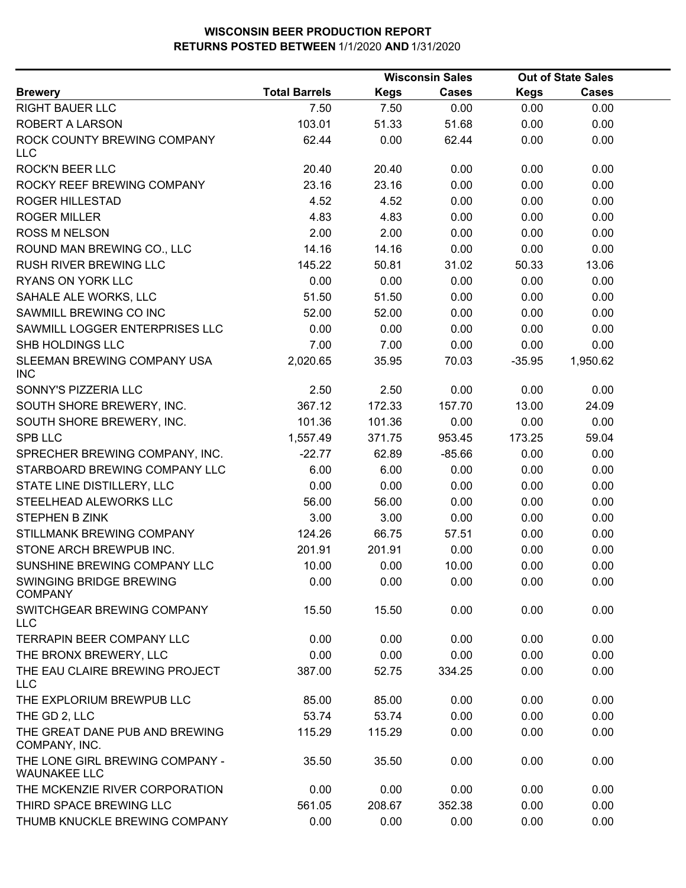# WISCONSIN BEER PRODUCTION REPORT
## RETURNS POSTED BETWEEN 1/1/2020 AND 1/31/2020

| Brewery | Total Barrels | Wisconsin Sales Kegs | Wisconsin Sales Cases | Out of State Sales Kegs | Out of State Sales Cases |
|---|---|---|---|---|---|
| RIGHT BAUER LLC | 7.50 | 7.50 | 0.00 | 0.00 | 0.00 |
| ROBERT A LARSON | 103.01 | 51.33 | 51.68 | 0.00 | 0.00 |
| ROCK COUNTY BREWING COMPANY LLC | 62.44 | 0.00 | 62.44 | 0.00 | 0.00 |
| ROCK'N BEER LLC | 20.40 | 20.40 | 0.00 | 0.00 | 0.00 |
| ROCKY REEF BREWING COMPANY | 23.16 | 23.16 | 0.00 | 0.00 | 0.00 |
| ROGER HILLESTAD | 4.52 | 4.52 | 0.00 | 0.00 | 0.00 |
| ROGER MILLER | 4.83 | 4.83 | 0.00 | 0.00 | 0.00 |
| ROSS M NELSON | 2.00 | 2.00 | 0.00 | 0.00 | 0.00 |
| ROUND MAN BREWING CO., LLC | 14.16 | 14.16 | 0.00 | 0.00 | 0.00 |
| RUSH RIVER BREWING LLC | 145.22 | 50.81 | 31.02 | 50.33 | 13.06 |
| RYANS ON YORK LLC | 0.00 | 0.00 | 0.00 | 0.00 | 0.00 |
| SAHALE ALE WORKS, LLC | 51.50 | 51.50 | 0.00 | 0.00 | 0.00 |
| SAWMILL BREWING CO INC | 52.00 | 52.00 | 0.00 | 0.00 | 0.00 |
| SAWMILL LOGGER ENTERPRISES LLC | 0.00 | 0.00 | 0.00 | 0.00 | 0.00 |
| SHB HOLDINGS LLC | 7.00 | 7.00 | 0.00 | 0.00 | 0.00 |
| SLEEMAN BREWING COMPANY USA INC | 2,020.65 | 35.95 | 70.03 | -35.95 | 1,950.62 |
| SONNY'S PIZZERIA LLC | 2.50 | 2.50 | 0.00 | 0.00 | 0.00 |
| SOUTH SHORE BREWERY, INC. | 367.12 | 172.33 | 157.70 | 13.00 | 24.09 |
| SOUTH SHORE BREWERY, INC. | 101.36 | 101.36 | 0.00 | 0.00 | 0.00 |
| SPB LLC | 1,557.49 | 371.75 | 953.45 | 173.25 | 59.04 |
| SPRECHER BREWING COMPANY, INC. | -22.77 | 62.89 | -85.66 | 0.00 | 0.00 |
| STARBOARD BREWING COMPANY LLC | 6.00 | 6.00 | 0.00 | 0.00 | 0.00 |
| STATE LINE DISTILLERY, LLC | 0.00 | 0.00 | 0.00 | 0.00 | 0.00 |
| STEELHEAD ALEWORKS LLC | 56.00 | 56.00 | 0.00 | 0.00 | 0.00 |
| STEPHEN B ZINK | 3.00 | 3.00 | 0.00 | 0.00 | 0.00 |
| STILLMANK BREWING COMPANY | 124.26 | 66.75 | 57.51 | 0.00 | 0.00 |
| STONE ARCH BREWPUB INC. | 201.91 | 201.91 | 0.00 | 0.00 | 0.00 |
| SUNSHINE BREWING COMPANY LLC | 10.00 | 0.00 | 10.00 | 0.00 | 0.00 |
| SWINGING BRIDGE BREWING COMPANY | 0.00 | 0.00 | 0.00 | 0.00 | 0.00 |
| SWITCHGEAR BREWING COMPANY LLC | 15.50 | 15.50 | 0.00 | 0.00 | 0.00 |
| TERRAPIN BEER COMPANY LLC | 0.00 | 0.00 | 0.00 | 0.00 | 0.00 |
| THE BRONX BREWERY, LLC | 0.00 | 0.00 | 0.00 | 0.00 | 0.00 |
| THE EAU CLAIRE BREWING PROJECT LLC | 387.00 | 52.75 | 334.25 | 0.00 | 0.00 |
| THE EXPLORIUM BREWPUB LLC | 85.00 | 85.00 | 0.00 | 0.00 | 0.00 |
| THE GD 2, LLC | 53.74 | 53.74 | 0.00 | 0.00 | 0.00 |
| THE GREAT DANE PUB AND BREWING COMPANY, INC. | 115.29 | 115.29 | 0.00 | 0.00 | 0.00 |
| THE LONE GIRL BREWING COMPANY - WAUNAKEE LLC | 35.50 | 35.50 | 0.00 | 0.00 | 0.00 |
| THE MCKENZIE RIVER CORPORATION | 0.00 | 0.00 | 0.00 | 0.00 | 0.00 |
| THIRD SPACE BREWING LLC | 561.05 | 208.67 | 352.38 | 0.00 | 0.00 |
| THUMB KNUCKLE BREWING COMPANY | 0.00 | 0.00 | 0.00 | 0.00 | 0.00 |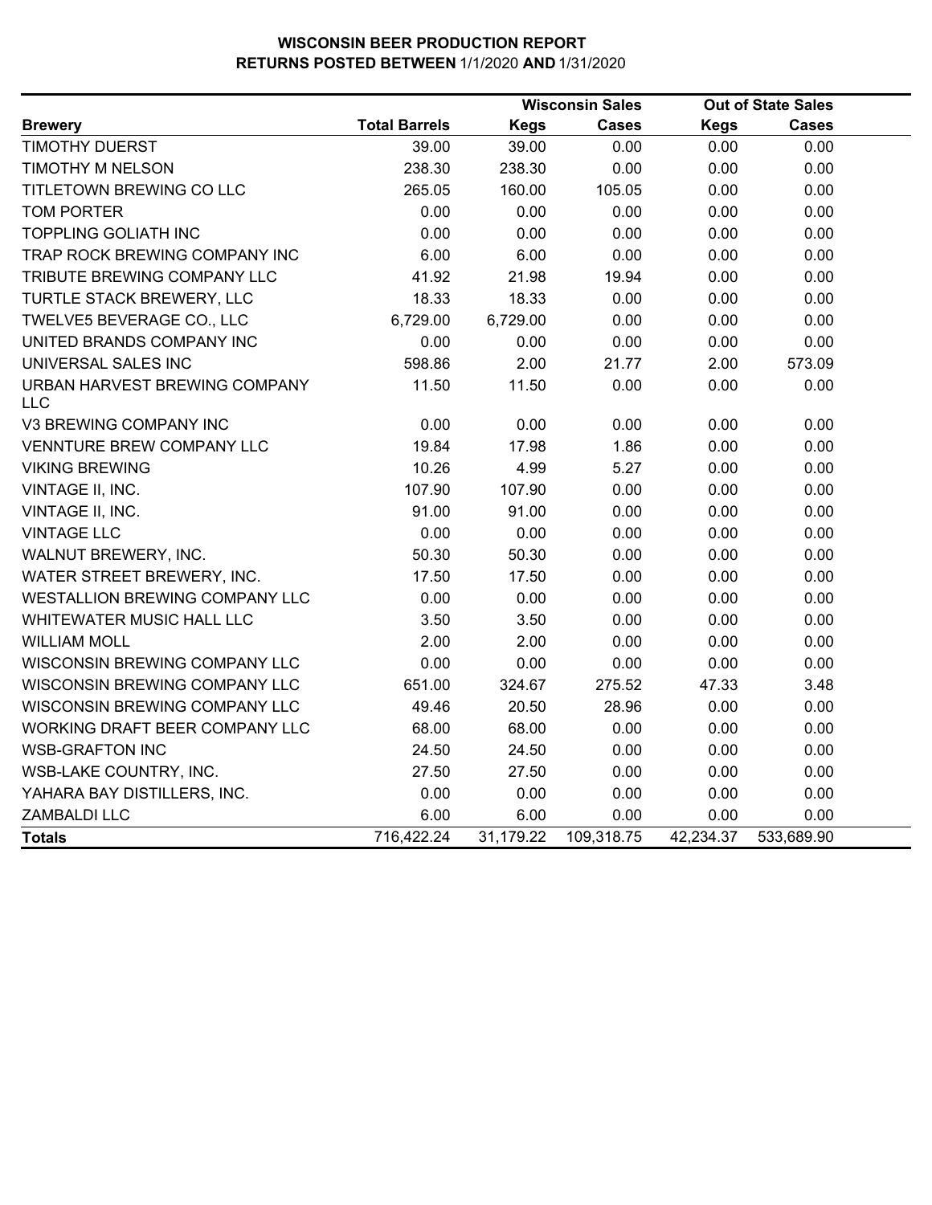**WISCONSIN BEER PRODUCTION REPORT**
**RETURNS POSTED BETWEEN 1/1/2020 AND 1/31/2020**

| | | Wisconsin Sales | | Out of State Sales | |
|---|---|---|---|---|---|
| **Brewery** | **Total Barrels** | **Kegs** | **Cases** | **Kegs** | **Cases** |
| TIMOTHY DUERST | 39.00 | 39.00 | 0.00 | 0.00 | 0.00 |
| TIMOTHY M NELSON | 238.30 | 238.30 | 0.00 | 0.00 | 0.00 |
| TITLETOWN BREWING CO LLC | 265.05 | 160.00 | 105.05 | 0.00 | 0.00 |
| TOM PORTER | 0.00 | 0.00 | 0.00 | 0.00 | 0.00 |
| TOPPLING GOLIATH INC | 0.00 | 0.00 | 0.00 | 0.00 | 0.00 |
| TRAP ROCK BREWING COMPANY INC | 6.00 | 6.00 | 0.00 | 0.00 | 0.00 |
| TRIBUTE BREWING COMPANY LLC | 41.92 | 21.98 | 19.94 | 0.00 | 0.00 |
| TURTLE STACK BREWERY, LLC | 18.33 | 18.33 | 0.00 | 0.00 | 0.00 |
| TWELVE5 BEVERAGE CO., LLC | 6,729.00 | 6,729.00 | 0.00 | 0.00 | 0.00 |
| UNITED BRANDS COMPANY INC | 0.00 | 0.00 | 0.00 | 0.00 | 0.00 |
| UNIVERSAL SALES INC | 598.86 | 2.00 | 21.77 | 2.00 | 573.09 |
| URBAN HARVEST BREWING COMPANY LLC | 11.50 | 11.50 | 0.00 | 0.00 | 0.00 |
| V3 BREWING COMPANY INC | 0.00 | 0.00 | 0.00 | 0.00 | 0.00 |
| VENNTURE BREW COMPANY LLC | 19.84 | 17.98 | 1.86 | 0.00 | 0.00 |
| VIKING BREWING | 10.26 | 4.99 | 5.27 | 0.00 | 0.00 |
| VINTAGE II, INC. | 107.90 | 107.90 | 0.00 | 0.00 | 0.00 |
| VINTAGE II, INC. | 91.00 | 91.00 | 0.00 | 0.00 | 0.00 |
| VINTAGE LLC | 0.00 | 0.00 | 0.00 | 0.00 | 0.00 |
| WALNUT BREWERY, INC. | 50.30 | 50.30 | 0.00 | 0.00 | 0.00 |
| WATER STREET BREWERY, INC. | 17.50 | 17.50 | 0.00 | 0.00 | 0.00 |
| WESTALLION BREWING COMPANY LLC | 0.00 | 0.00 | 0.00 | 0.00 | 0.00 |
| WHITEWATER MUSIC HALL LLC | 3.50 | 3.50 | 0.00 | 0.00 | 0.00 |
| WILLIAM MOLL | 2.00 | 2.00 | 0.00 | 0.00 | 0.00 |
| WISCONSIN BREWING COMPANY LLC | 0.00 | 0.00 | 0.00 | 0.00 | 0.00 |
| WISCONSIN BREWING COMPANY LLC | 651.00 | 324.67 | 275.52 | 47.33 | 3.48 |
| WISCONSIN BREWING COMPANY LLC | 49.46 | 20.50 | 28.96 | 0.00 | 0.00 |
| WORKING DRAFT BEER COMPANY LLC | 68.00 | 68.00 | 0.00 | 0.00 | 0.00 |
| WSB-GRAFTON INC | 24.50 | 24.50 | 0.00 | 0.00 | 0.00 |
| WSB-LAKE COUNTRY, INC. | 27.50 | 27.50 | 0.00 | 0.00 | 0.00 |
| YAHARA BAY DISTILLERS, INC. | 0.00 | 0.00 | 0.00 | 0.00 | 0.00 |
| ZAMBALDI LLC | 6.00 | 6.00 | 0.00 | 0.00 | 0.00 |
| **Totals** | 716,422.24 | 31,179.22 | 109,318.75 | 42,234.37 | 533,689.90 |